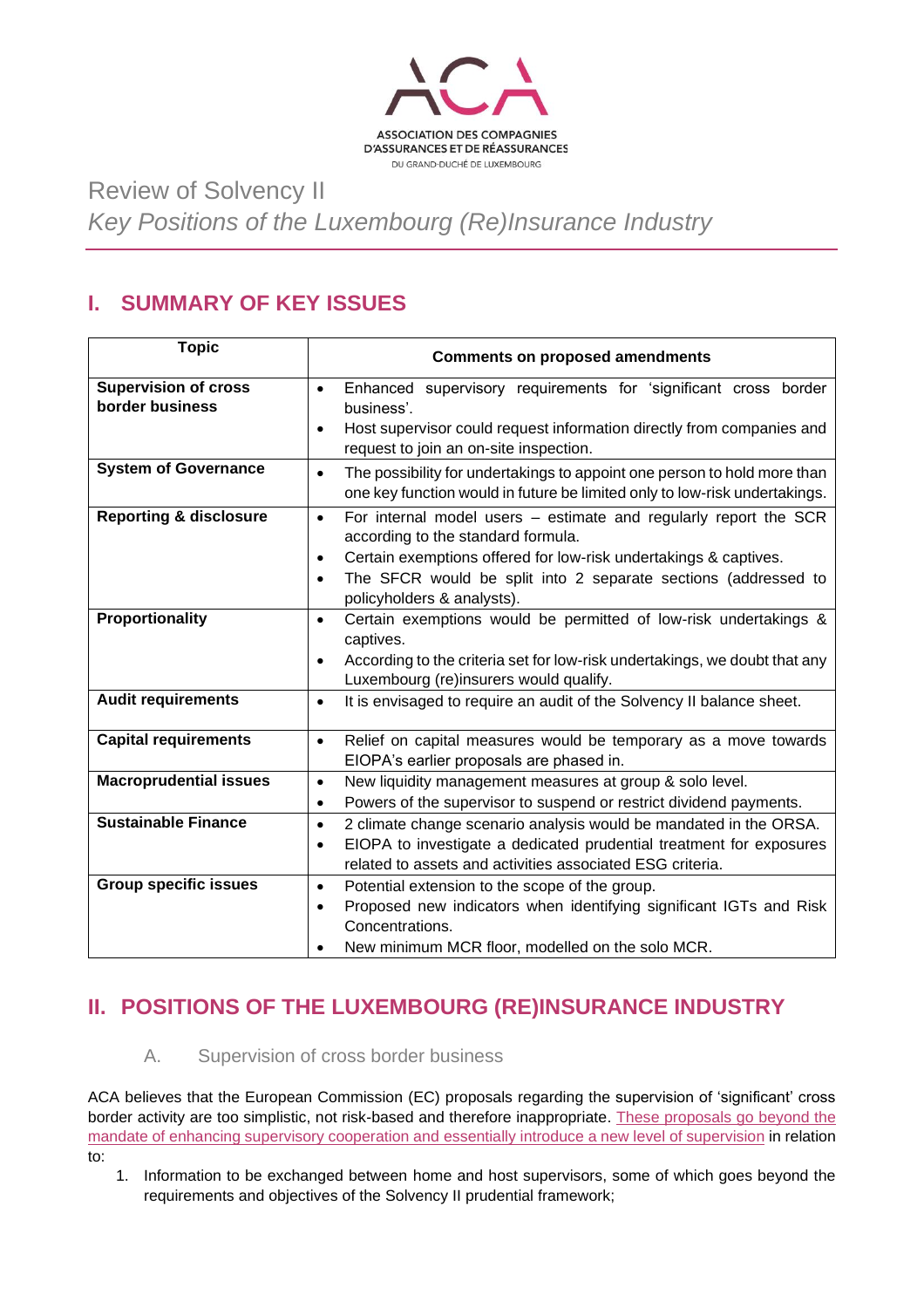ASSOCIATION DES COMPAGNIES D'ASSURANCES ET DE RÉASSURANCES DU GRAND-DUCHÉ DE LUXEMBOURG

# Review of Solvency II
*Key Positions of the Luxembourg (Re)Insurance Industry*

## I. SUMMARY OF KEY ISSUES

| Topic | Comments on proposed amendments |
|---|---|
| **Supervision of cross border business** | • Enhanced supervisory requirements for 'significant cross border business'.<br>• Host supervisor could request information directly from companies and request to join an on-site inspection. |
| **System of Governance** | • The possibility for undertakings to appoint one person to hold more than one key function would in future be limited only to low-risk undertakings. |
| **Reporting & disclosure** | • For internal model users – estimate and regularly report the SCR according to the standard formula.<br>• Certain exemptions offered for low-risk undertakings & captives.<br>• The SFCR would be split into 2 separate sections (addressed to policyholders & analysts). |
| **Proportionality** | • Certain exemptions would be permitted of low-risk undertakings & captives.<br>• According to the criteria set for low-risk undertakings, we doubt that any Luxembourg (re)insurers would qualify. |
| **Audit requirements** | • It is envisaged to require an audit of the Solvency II balance sheet. |
| **Capital requirements** | • Relief on capital measures would be temporary as a move towards EIOPA's earlier proposals are phased in. |
| **Macroprudential issues** | • New liquidity management measures at group & solo level.<br>• Powers of the supervisor to suspend or restrict dividend payments. |
| **Sustainable Finance** | • 2 climate change scenario analysis would be mandated in the ORSA.<br>• EIOPA to investigate a dedicated prudential treatment for exposures related to assets and activities associated ESG criteria. |
| **Group specific issues** | • Potential extension to the scope of the group.<br>• Proposed new indicators when identifying significant IGTs and Risk Concentrations.<br>• New minimum MCR floor, modelled on the solo MCR. |

## II. POSITIONS OF THE LUXEMBOURG (RE)INSURANCE INDUSTRY

### A. Supervision of cross border business

ACA believes that the European Commission (EC) proposals regarding the supervision of 'significant' cross border activity are too simplistic, not risk-based and therefore inappropriate. These proposals go beyond the mandate of enhancing supervisory cooperation and essentially introduce a new level of supervision in relation to:

1. Information to be exchanged between home and host supervisors, some of which goes beyond the requirements and objectives of the Solvency II prudential framework;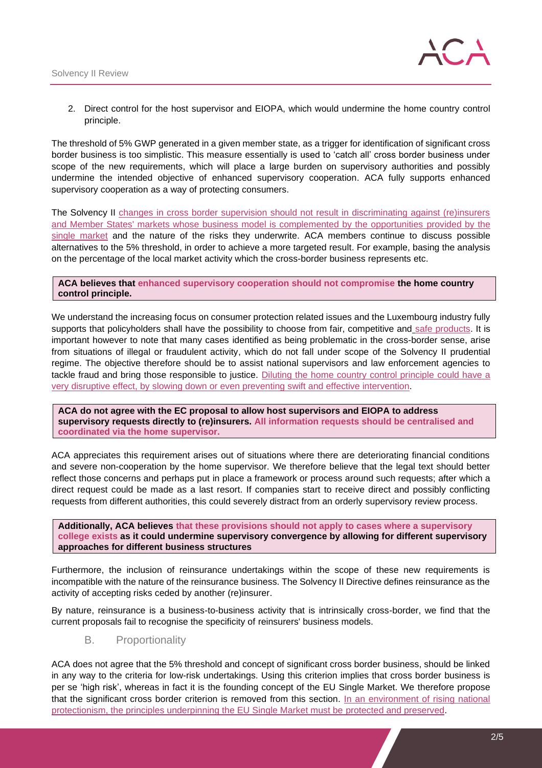2. Direct control for the host supervisor and EIOPA, which would undermine the home country control principle.

The threshold of 5% GWP generated in a given member state, as a trigger for identification of significant cross border business is too simplistic. This measure essentially is used to 'catch all' cross border business under scope of the new requirements, which will place a large burden on supervisory authorities and possibly undermine the intended objective of enhanced supervisory cooperation. ACA fully supports enhanced supervisory cooperation as a way of protecting consumers.

The Solvency II changes in cross border supervision should not result in discriminating against (re)insurers and Member States' markets whose business model is complemented by the opportunities provided by the single market and the nature of the risks they underwrite. ACA members continue to discuss possible alternatives to the 5% threshold, in order to achieve a more targeted result. For example, basing the analysis on the percentage of the local market activity which the cross-border business represents etc.

**ACA believes that enhanced supervisory cooperation should not compromise the home country control principle.**

We understand the increasing focus on consumer protection related issues and the Luxembourg industry fully supports that policyholders shall have the possibility to choose from fair, competitive and safe products. It is important however to note that many cases identified as being problematic in the cross-border sense, arise from situations of illegal or fraudulent activity, which do not fall under scope of the Solvency II prudential regime. The objective therefore should be to assist national supervisors and law enforcement agencies to tackle fraud and bring those responsible to justice. Diluting the home country control principle could have a very disruptive effect, by slowing down or even preventing swift and effective intervention.

**ACA do not agree with the EC proposal to allow host supervisors and EIOPA to address supervisory requests directly to (re)insurers. All information requests should be centralised and coordinated via the home supervisor.**

ACA appreciates this requirement arises out of situations where there are deteriorating financial conditions and severe non-cooperation by the home supervisor. We therefore believe that the legal text should better reflect those concerns and perhaps put in place a framework or process around such requests; after which a direct request could be made as a last resort. If companies start to receive direct and possibly conflicting requests from different authorities, this could severely distract from an orderly supervisory review process.

**Additionally, ACA believes that these provisions should not apply to cases where a supervisory college exists as it could undermine supervisory convergence by allowing for different supervisory approaches for different business structures**

Furthermore, the inclusion of reinsurance undertakings within the scope of these new requirements is incompatible with the nature of the reinsurance business. The Solvency II Directive defines reinsurance as the activity of accepting risks ceded by another (re)insurer.

By nature, reinsurance is a business-to-business activity that is intrinsically cross-border, we find that the current proposals fail to recognise the specificity of reinsurers' business models.

## B. Proportionality

ACA does not agree that the 5% threshold and concept of significant cross border business, should be linked in any way to the criteria for low-risk undertakings. Using this criterion implies that cross border business is per se 'high risk', whereas in fact it is the founding concept of the EU Single Market. We therefore propose that the significant cross border criterion is removed from this section. In an environment of rising national protectionism, the principles underpinning the EU Single Market must be protected and preserved.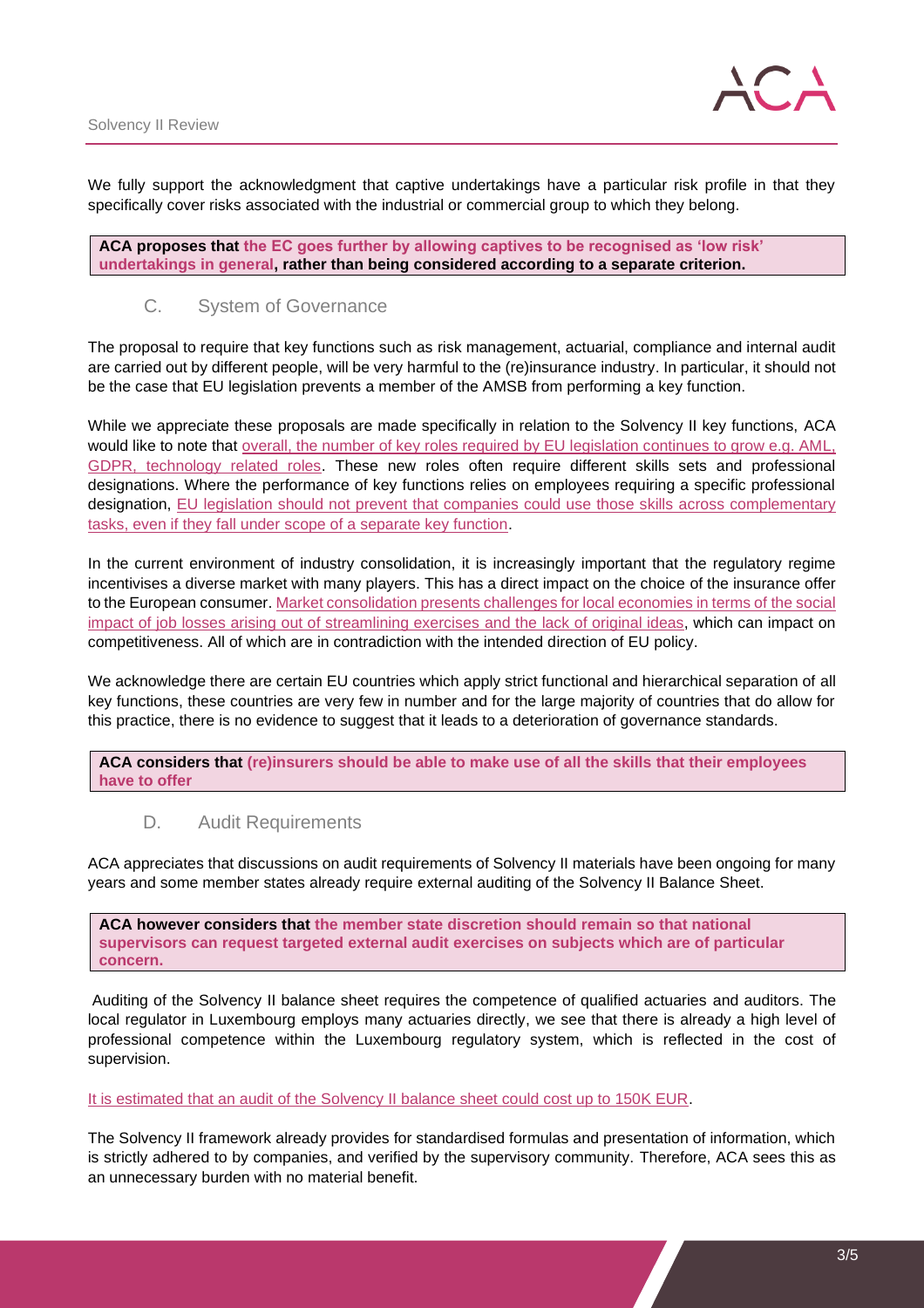We fully support the acknowledgment that captive undertakings have a particular risk profile in that they specifically cover risks associated with the industrial or commercial group to which they belong.

> **ACA proposes that the EC goes further by allowing captives to be recognised as 'low risk' undertakings in general, rather than being considered according to a separate criterion.**

## C. System of Governance

The proposal to require that key functions such as risk management, actuarial, compliance and internal audit are carried out by different people, will be very harmful to the (re)insurance industry. In particular, it should not be the case that EU legislation prevents a member of the AMSB from performing a key function.

While we appreciate these proposals are made specifically in relation to the Solvency II key functions, ACA would like to note that overall, the number of key roles required by EU legislation continues to grow e.g. AML, GDPR, technology related roles. These new roles often require different skills sets and professional designations. Where the performance of key functions relies on employees requiring a specific professional designation, EU legislation should not prevent that companies could use those skills across complementary tasks, even if they fall under scope of a separate key function.

In the current environment of industry consolidation, it is increasingly important that the regulatory regime incentivises a diverse market with many players. This has a direct impact on the choice of the insurance offer to the European consumer. Market consolidation presents challenges for local economies in terms of the social impact of job losses arising out of streamlining exercises and the lack of original ideas, which can impact on competitiveness. All of which are in contradiction with the intended direction of EU policy.

We acknowledge there are certain EU countries which apply strict functional and hierarchical separation of all key functions, these countries are very few in number and for the large majority of countries that do allow for this practice, there is no evidence to suggest that it leads to a deterioration of governance standards.

> **ACA considers that (re)insurers should be able to make use of all the skills that their employees have to offer**

## D. Audit Requirements

ACA appreciates that discussions on audit requirements of Solvency II materials have been ongoing for many years and some member states already require external auditing of the Solvency II Balance Sheet.

> **ACA however considers that the member state discretion should remain so that national supervisors can request targeted external audit exercises on subjects which are of particular concern.**

Auditing of the Solvency II balance sheet requires the competence of qualified actuaries and auditors. The local regulator in Luxembourg employs many actuaries directly, we see that there is already a high level of professional competence within the Luxembourg regulatory system, which is reflected in the cost of supervision.

It is estimated that an audit of the Solvency II balance sheet could cost up to 150K EUR.

The Solvency II framework already provides for standardised formulas and presentation of information, which is strictly adhered to by companies, and verified by the supervisory community. Therefore, ACA sees this as an unnecessary burden with no material benefit.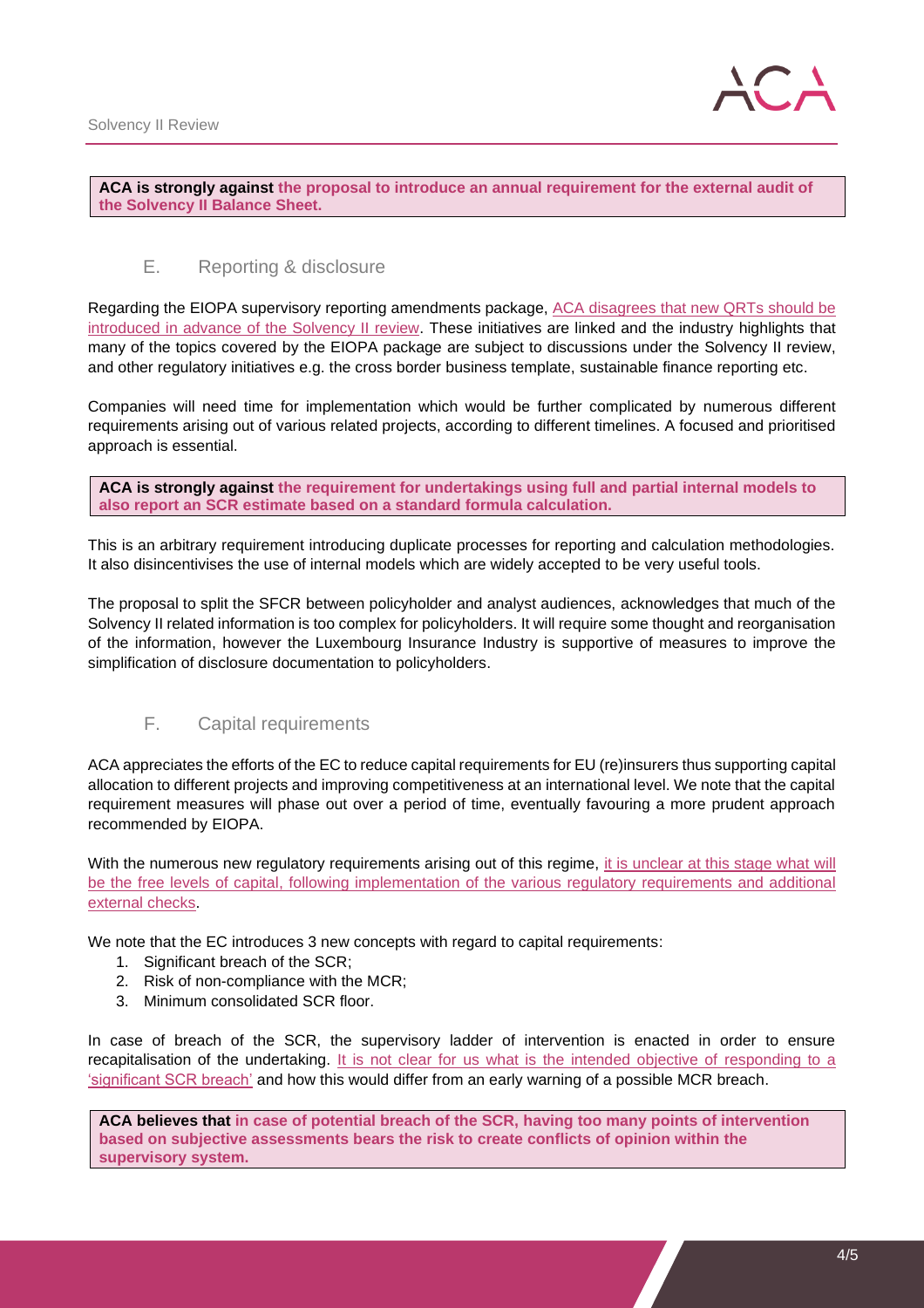**ACA is strongly against the proposal to introduce an annual requirement for the external audit of the Solvency II Balance Sheet.**

## E. Reporting & disclosure

Regarding the EIOPA supervisory reporting amendments package, ACA disagrees that new QRTs should be introduced in advance of the Solvency II review. These initiatives are linked and the industry highlights that many of the topics covered by the EIOPA package are subject to discussions under the Solvency II review, and other regulatory initiatives e.g. the cross border business template, sustainable finance reporting etc.

Companies will need time for implementation which would be further complicated by numerous different requirements arising out of various related projects, according to different timelines. A focused and prioritised approach is essential.

**ACA is strongly against the requirement for undertakings using full and partial internal models to also report an SCR estimate based on a standard formula calculation.**

This is an arbitrary requirement introducing duplicate processes for reporting and calculation methodologies. It also disincentivises the use of internal models which are widely accepted to be very useful tools.

The proposal to split the SFCR between policyholder and analyst audiences, acknowledges that much of the Solvency II related information is too complex for policyholders. It will require some thought and reorganisation of the information, however the Luxembourg Insurance Industry is supportive of measures to improve the simplification of disclosure documentation to policyholders.

## F. Capital requirements

ACA appreciates the efforts of the EC to reduce capital requirements for EU (re)insurers thus supporting capital allocation to different projects and improving competitiveness at an international level. We note that the capital requirement measures will phase out over a period of time, eventually favouring a more prudent approach recommended by EIOPA.

With the numerous new regulatory requirements arising out of this regime, it is unclear at this stage what will be the free levels of capital, following implementation of the various regulatory requirements and additional external checks.

We note that the EC introduces 3 new concepts with regard to capital requirements:

1. Significant breach of the SCR;
2. Risk of non-compliance with the MCR;
3. Minimum consolidated SCR floor.

In case of breach of the SCR, the supervisory ladder of intervention is enacted in order to ensure recapitalisation of the undertaking. It is not clear for us what is the intended objective of responding to a 'significant SCR breach' and how this would differ from an early warning of a possible MCR breach.

**ACA believes that in case of potential breach of the SCR, having too many points of intervention based on subjective assessments bears the risk to create conflicts of opinion within the supervisory system.**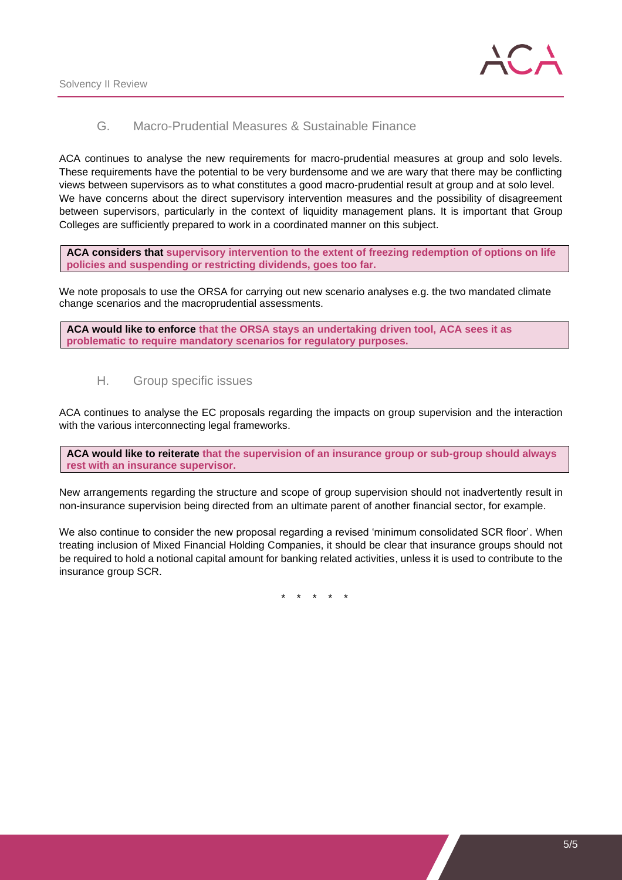## G. Macro-Prudential Measures & Sustainable Finance

ACA continues to analyse the new requirements for macro-prudential measures at group and solo levels. These requirements have the potential to be very burdensome and we are wary that there may be conflicting views between supervisors as to what constitutes a good macro-prudential result at group and at solo level. We have concerns about the direct supervisory intervention measures and the possibility of disagreement between supervisors, particularly in the context of liquidity management plans. It is important that Group Colleges are sufficiently prepared to work in a coordinated manner on this subject.

**ACA considers that supervisory intervention to the extent of freezing redemption of options on life policies and suspending or restricting dividends, goes too far.**

We note proposals to use the ORSA for carrying out new scenario analyses e.g. the two mandated climate change scenarios and the macroprudential assessments.

**ACA would like to enforce that the ORSA stays an undertaking driven tool, ACA sees it as problematic to require mandatory scenarios for regulatory purposes.**

## H. Group specific issues

ACA continues to analyse the EC proposals regarding the impacts on group supervision and the interaction with the various interconnecting legal frameworks.

**ACA would like to reiterate that the supervision of an insurance group or sub-group should always rest with an insurance supervisor.**

New arrangements regarding the structure and scope of group supervision should not inadvertently result in non-insurance supervision being directed from an ultimate parent of another financial sector, for example.

We also continue to consider the new proposal regarding a revised 'minimum consolidated SCR floor'. When treating inclusion of Mixed Financial Holding Companies, it should be clear that insurance groups should not be required to hold a notional capital amount for banking related activities, unless it is used to contribute to the insurance group SCR.

* * * * *